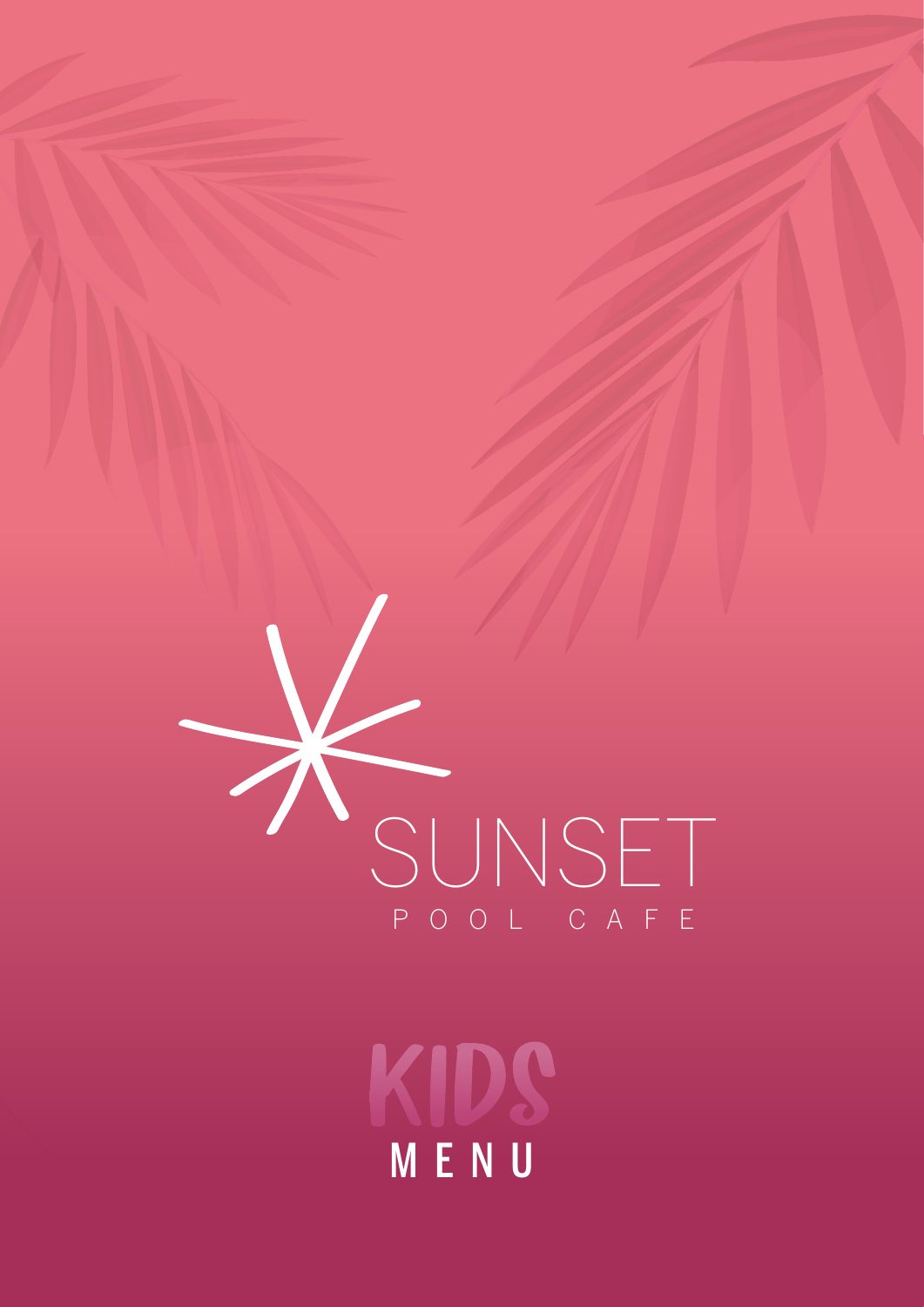# SUNSET

POOL CAFE

## KIDS MENU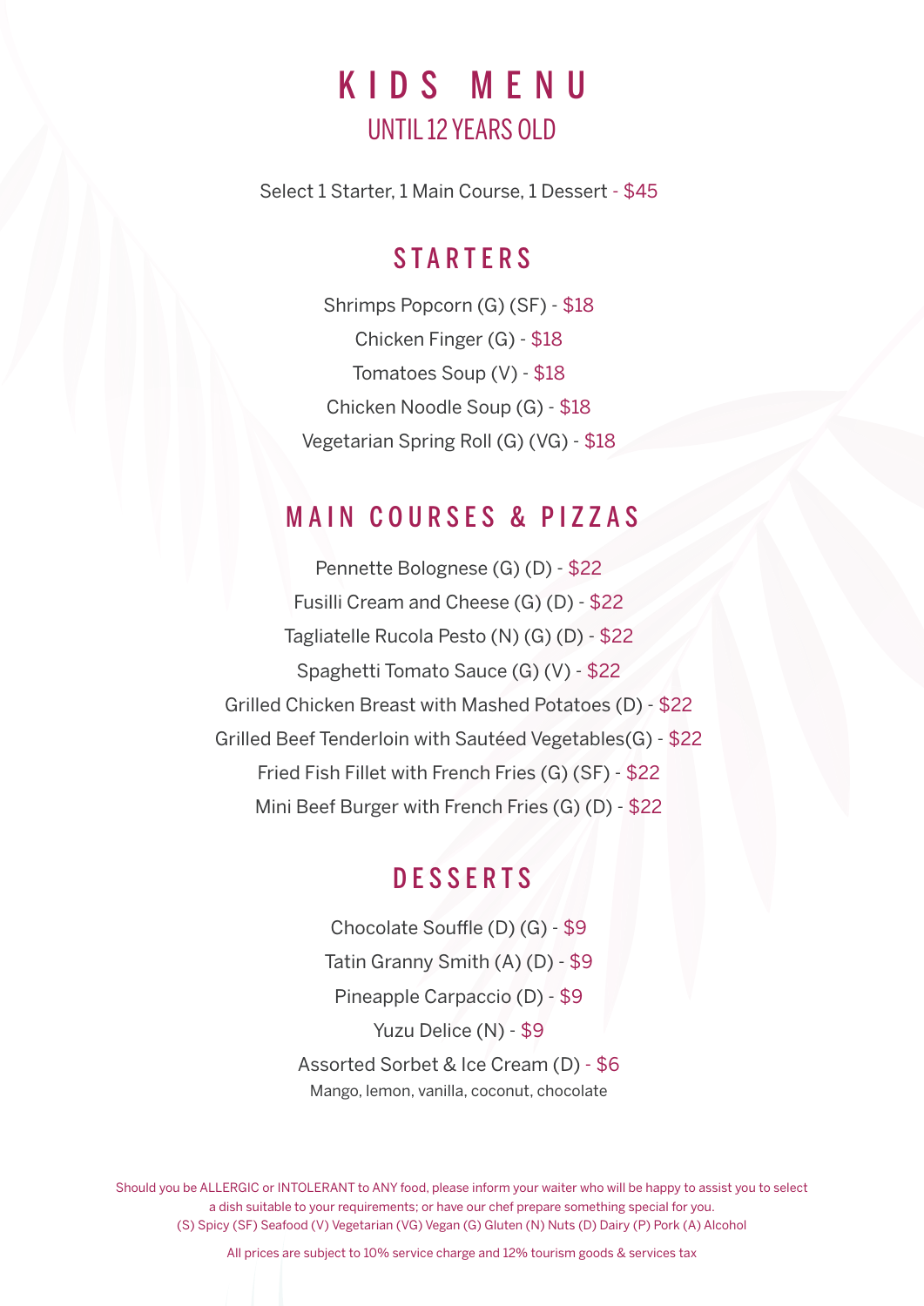# KIDS MENU

## UNTIL 12 YEARS OLD

Select 1 Starter, 1 Main Course, 1 Dessert - $45

## STARTERS

Shrimps Popcorn (G) (SF) - $18

Chicken Finger (G) - $18

Tomatoes Soup (V) - $18

Chicken Noodle Soup (G) - $18

Vegetarian Spring Roll (G) (VG) - $18

## MAIN COURSES & PIZZAS

Pennette Bolognese (G) (D) - $22

Fusilli Cream and Cheese (G) (D) - $22

Tagliatelle Rucola Pesto (N) (G) (D) - $22

Spaghetti Tomato Sauce (G) (V) - $22

Grilled Chicken Breast with Mashed Potatoes (D) - $22

Grilled Beef Tenderloin with Sautéed Vegetables(G) - $22

Fried Fish Fillet with French Fries (G) (SF) - $22

Mini Beef Burger with French Fries (G) (D) - $22

## DESSERTS

Chocolate Souffle (D) (G) - $9

Tatin Granny Smith (A) (D) - $9

Pineapple Carpaccio (D) - $9

Yuzu Delice (N) - $9

Assorted Sorbet & Ice Cream (D) - $6
Mango, lemon, vanilla, coconut, chocolate

Should you be ALLERGIC or INTOLERANT to ANY food, please inform your waiter who will be happy to assist you to select a dish suitable to your requirements; or have our chef prepare something special for you.
(S) Spicy (SF) Seafood (V) Vegetarian (VG) Vegan (G) Gluten (N) Nuts (D) Dairy (P) Pork (A) Alcohol

All prices are subject to 10% service charge and 12% tourism goods & services tax